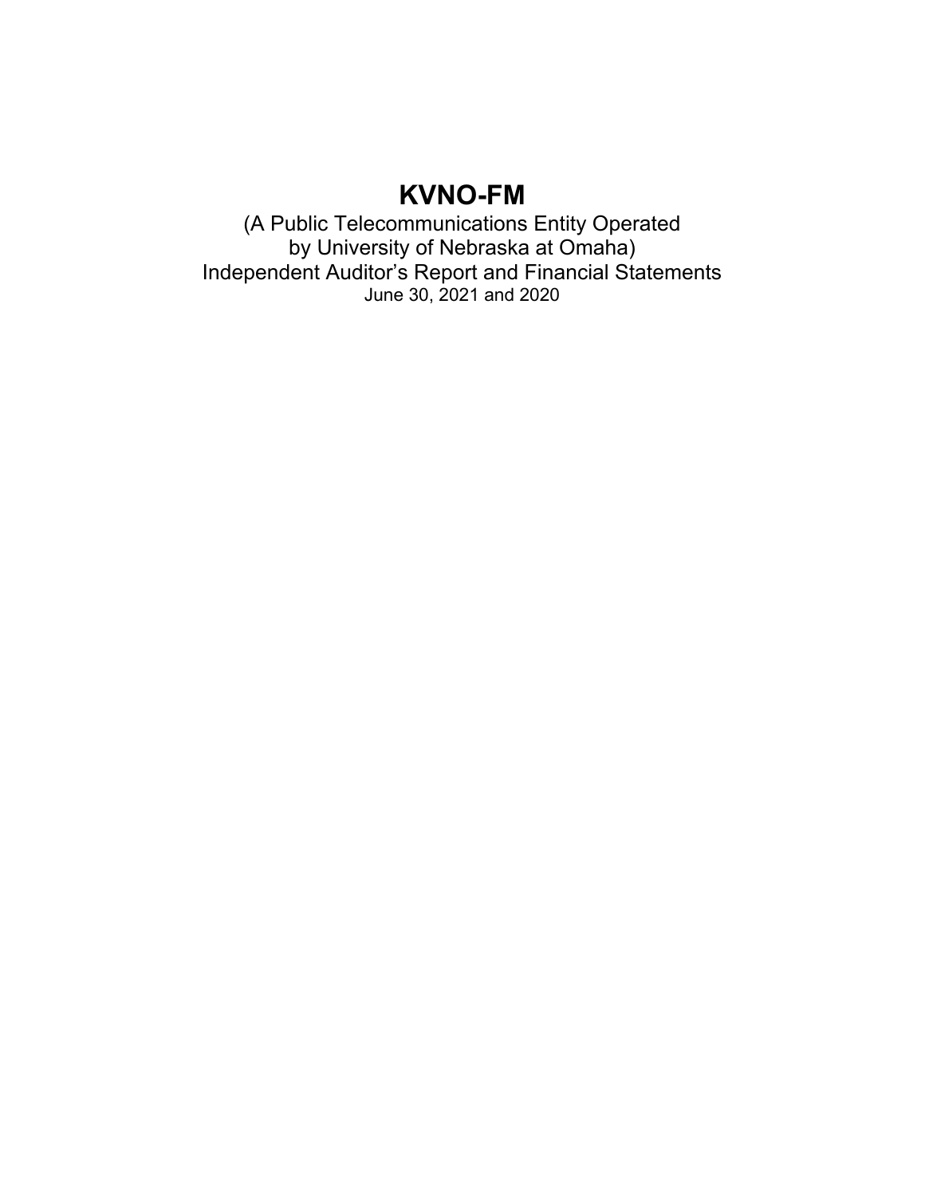# KVNO-FM

(A Public Telecommunications Entity Operated
by University of Nebraska at Omaha)
Independent Auditor's Report and Financial Statements
June 30, 2021 and 2020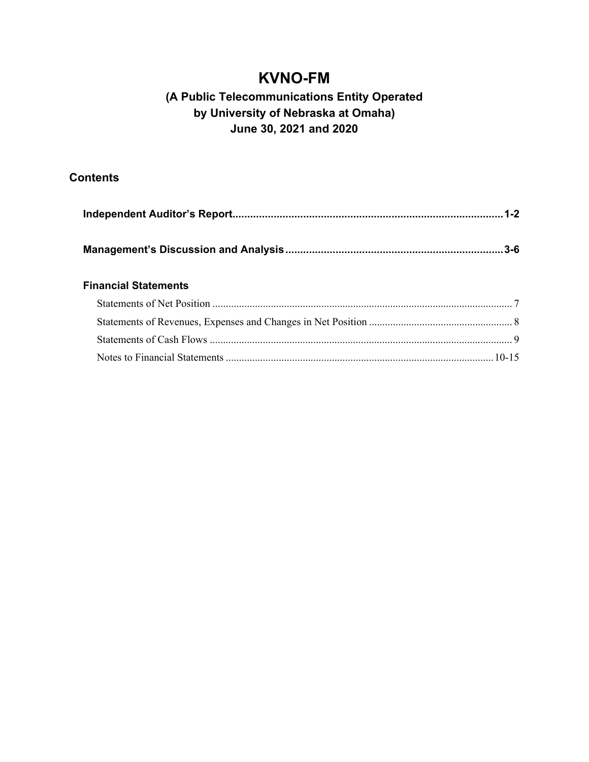# KVNO-FM

## (A Public Telecommunications Entity Operated by University of Nebraska at Omaha) June 30, 2021 and 2020

## Contents

**Independent Auditor's Report** .......................................................................................... **1-2**

**Management's Discussion and Analysis** ......................................................................... **3-6**

### Financial Statements

Statements of Net Position ............................................................................................... 7

Statements of Revenues, Expenses and Changes in Net Position ..................................... 8

Statements of Cash Flows ................................................................................................ 9

Notes to Financial Statements ...................................................................................... 10-15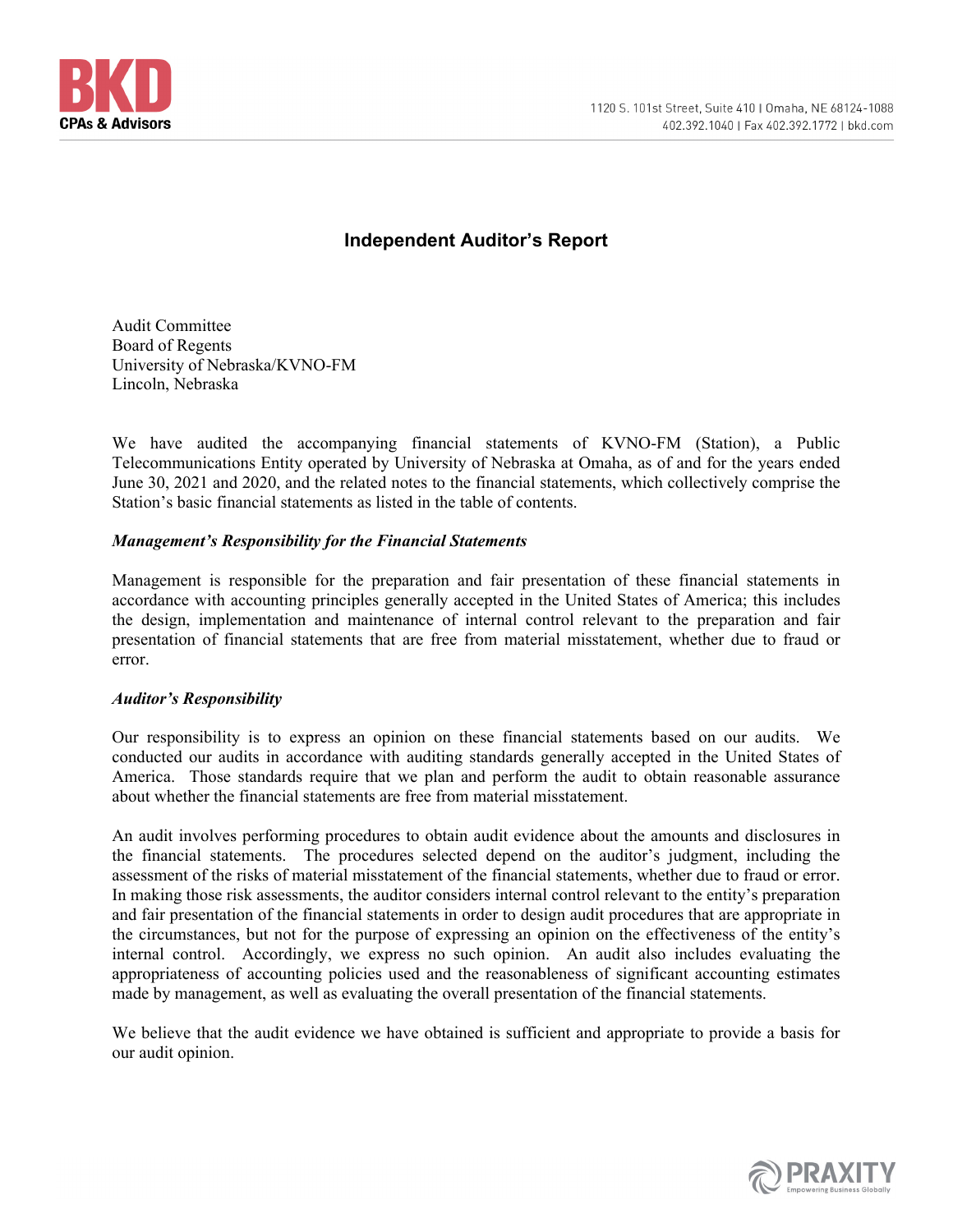# Independent Auditor's Report

Audit Committee
Board of Regents
University of Nebraska/KVNO-FM
Lincoln, Nebraska

We have audited the accompanying financial statements of KVNO-FM (Station), a Public Telecommunications Entity operated by University of Nebraska at Omaha, as of and for the years ended June 30, 2021 and 2020, and the related notes to the financial statements, which collectively comprise the Station's basic financial statements as listed in the table of contents.

### *Management's Responsibility for the Financial Statements*

Management is responsible for the preparation and fair presentation of these financial statements in accordance with accounting principles generally accepted in the United States of America; this includes the design, implementation and maintenance of internal control relevant to the preparation and fair presentation of financial statements that are free from material misstatement, whether due to fraud or error.

### *Auditor's Responsibility*

Our responsibility is to express an opinion on these financial statements based on our audits. We conducted our audits in accordance with auditing standards generally accepted in the United States of America. Those standards require that we plan and perform the audit to obtain reasonable assurance about whether the financial statements are free from material misstatement.

An audit involves performing procedures to obtain audit evidence about the amounts and disclosures in the financial statements. The procedures selected depend on the auditor's judgment, including the assessment of the risks of material misstatement of the financial statements, whether due to fraud or error. In making those risk assessments, the auditor considers internal control relevant to the entity's preparation and fair presentation of the financial statements in order to design audit procedures that are appropriate in the circumstances, but not for the purpose of expressing an opinion on the effectiveness of the entity's internal control. Accordingly, we express no such opinion. An audit also includes evaluating the appropriateness of accounting policies used and the reasonableness of significant accounting estimates made by management, as well as evaluating the overall presentation of the financial statements.

We believe that the audit evidence we have obtained is sufficient and appropriate to provide a basis for our audit opinion.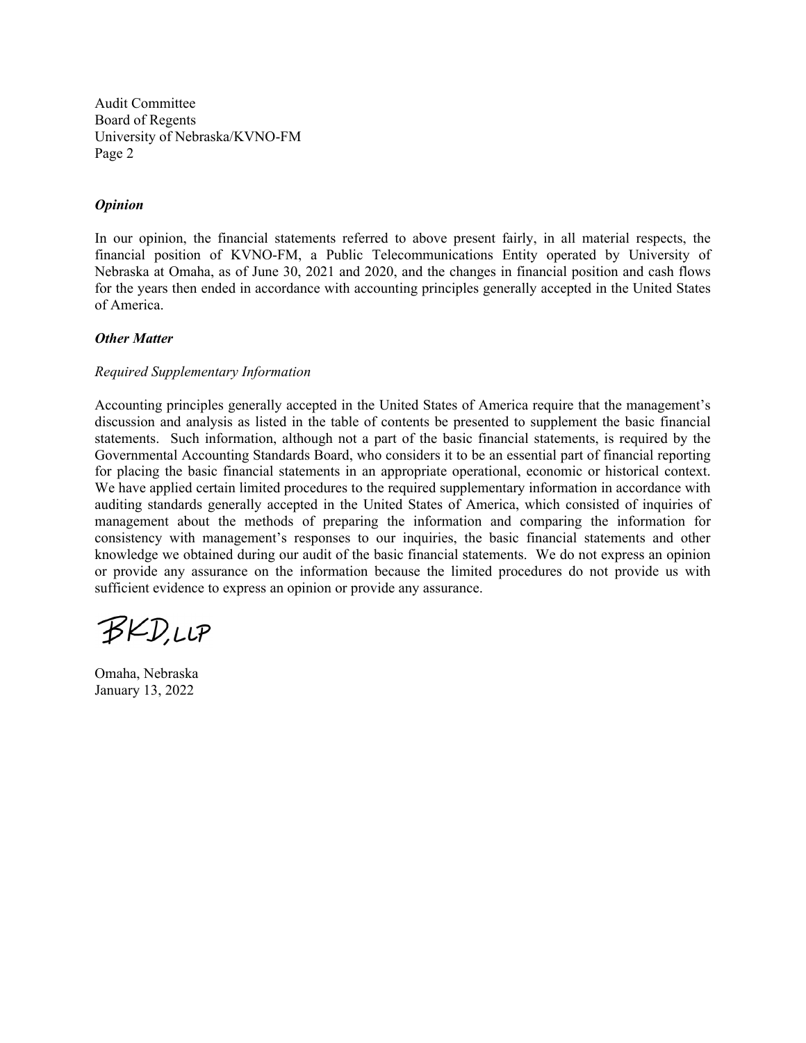Audit Committee
Board of Regents
University of Nebraska/KVNO-FM
Page 2

***Opinion***

In our opinion, the financial statements referred to above present fairly, in all material respects, the financial position of KVNO-FM, a Public Telecommunications Entity operated by University of Nebraska at Omaha, as of June 30, 2021 and 2020, and the changes in financial position and cash flows for the years then ended in accordance with accounting principles generally accepted in the United States of America.

***Other Matter***

*Required Supplementary Information*

Accounting principles generally accepted in the United States of America require that the management's discussion and analysis as listed in the table of contents be presented to supplement the basic financial statements. Such information, although not a part of the basic financial statements, is required by the Governmental Accounting Standards Board, who considers it to be an essential part of financial reporting for placing the basic financial statements in an appropriate operational, economic or historical context. We have applied certain limited procedures to the required supplementary information in accordance with auditing standards generally accepted in the United States of America, which consisted of inquiries of management about the methods of preparing the information and comparing the information for consistency with management's responses to our inquiries, the basic financial statements and other knowledge we obtained during our audit of the basic financial statements. We do not express an opinion or provide any assurance on the information because the limited procedures do not provide us with sufficient evidence to express an opinion or provide any assurance.

BKD, LLP

Omaha, Nebraska
January 13, 2022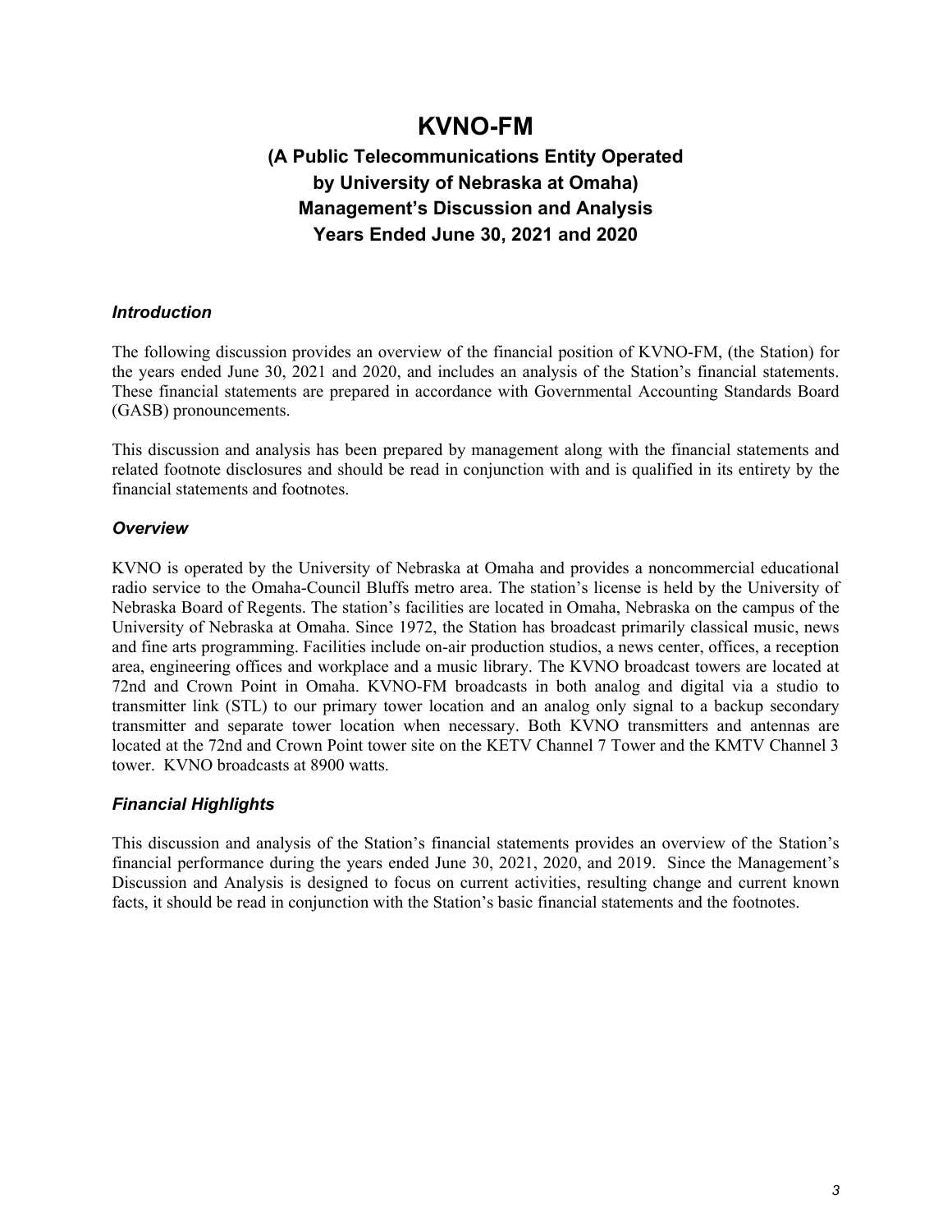# KVNO-FM

## (A Public Telecommunications Entity Operated by University of Nebraska at Omaha) Management's Discussion and Analysis Years Ended June 30, 2021 and 2020

### *Introduction*

The following discussion provides an overview of the financial position of KVNO-FM, (the Station) for the years ended June 30, 2021 and 2020, and includes an analysis of the Station's financial statements. These financial statements are prepared in accordance with Governmental Accounting Standards Board (GASB) pronouncements.

This discussion and analysis has been prepared by management along with the financial statements and related footnote disclosures and should be read in conjunction with and is qualified in its entirety by the financial statements and footnotes.

### *Overview*

KVNO is operated by the University of Nebraska at Omaha and provides a noncommercial educational radio service to the Omaha-Council Bluffs metro area. The station's license is held by the University of Nebraska Board of Regents. The station's facilities are located in Omaha, Nebraska on the campus of the University of Nebraska at Omaha. Since 1972, the Station has broadcast primarily classical music, news and fine arts programming. Facilities include on-air production studios, a news center, offices, a reception area, engineering offices and workplace and a music library. The KVNO broadcast towers are located at 72nd and Crown Point in Omaha. KVNO-FM broadcasts in both analog and digital via a studio to transmitter link (STL) to our primary tower location and an analog only signal to a backup secondary transmitter and separate tower location when necessary. Both KVNO transmitters and antennas are located at the 72nd and Crown Point tower site on the KETV Channel 7 Tower and the KMTV Channel 3 tower. KVNO broadcasts at 8900 watts.

### *Financial Highlights*

This discussion and analysis of the Station's financial statements provides an overview of the Station's financial performance during the years ended June 30, 2021, 2020, and 2019. Since the Management's Discussion and Analysis is designed to focus on current activities, resulting change and current known facts, it should be read in conjunction with the Station's basic financial statements and the footnotes.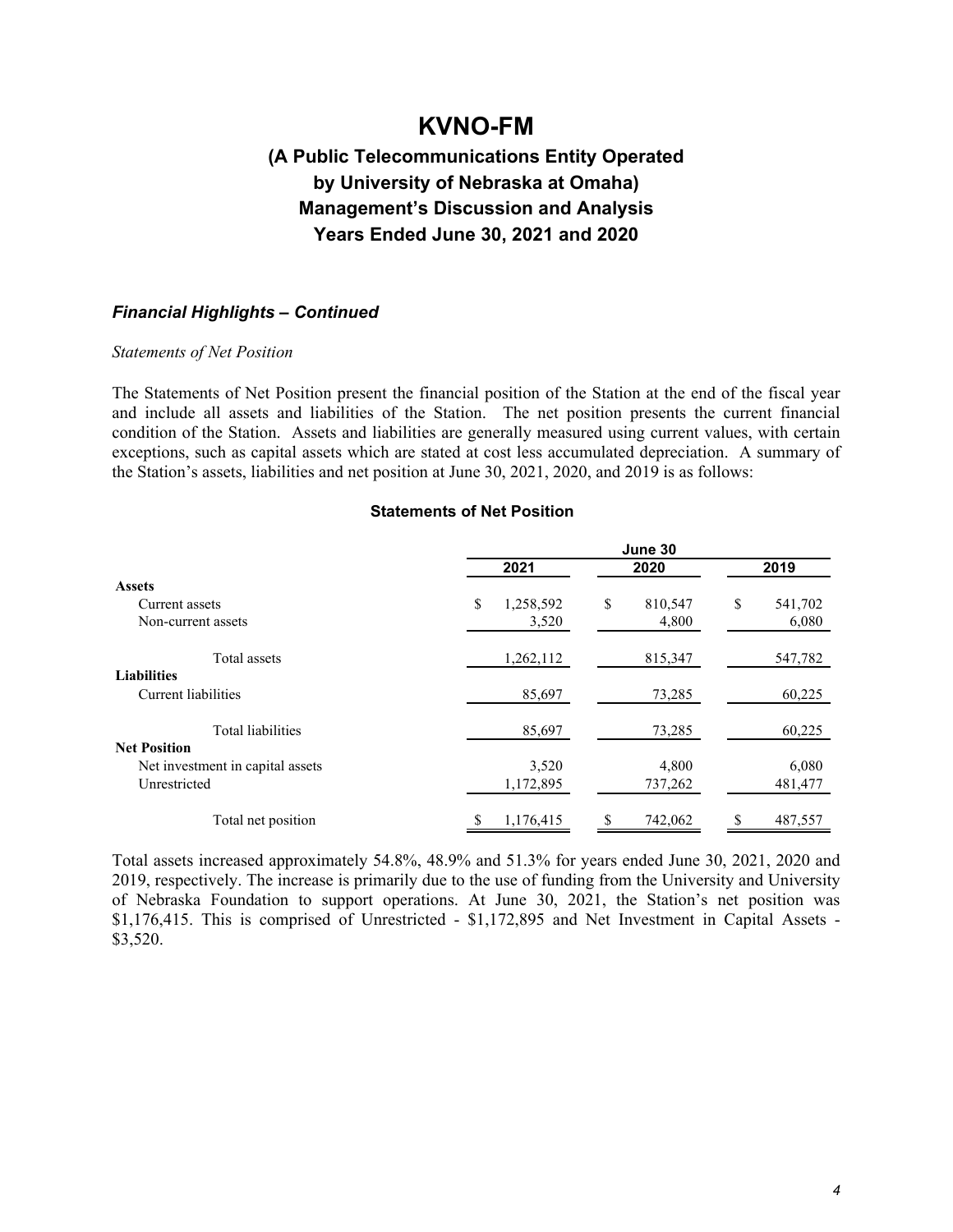# KVNO-FM

## (A Public Telecommunications Entity Operated by University of Nebraska at Omaha) Management's Discussion and Analysis Years Ended June 30, 2021 and 2020

### *Financial Highlights – Continued*

*Statements of Net Position*

The Statements of Net Position present the financial position of the Station at the end of the fiscal year and include all assets and liabilities of the Station. The net position presents the current financial condition of the Station. Assets and liabilities are generally measured using current values, with certain exceptions, such as capital assets which are stated at cost less accumulated depreciation. A summary of the Station's assets, liabilities and net position at June 30, 2021, 2020, and 2019 is as follows:

**Statements of Net Position**

| | June 30 | | |
|---|---|---|---|
| | **2021** | **2020** | **2019** |
| **Assets** | | | |
| Current assets | $ 1,258,592 | $ 810,547 | $ 541,702 |
| Non-current assets | 3,520 | 4,800 | 6,080 |
| Total assets | 1,262,112 | 815,347 | 547,782 |
| **Liabilities** | | | |
| Current liabilities | 85,697 | 73,285 | 60,225 |
| Total liabilities | 85,697 | 73,285 | 60,225 |
| **Net Position** | | | |
| Net investment in capital assets | 3,520 | 4,800 | 6,080 |
| Unrestricted | 1,172,895 | 737,262 | 481,477 |
| Total net position | $ 1,176,415 | $ 742,062 | $ 487,557 |

Total assets increased approximately 54.8%, 48.9% and 51.3% for years ended June 30, 2021, 2020 and 2019, respectively. The increase is primarily due to the use of funding from the University and University of Nebraska Foundation to support operations. At June 30, 2021, the Station's net position was $1,176,415. This is comprised of Unrestricted - $1,172,895 and Net Investment in Capital Assets - $3,520.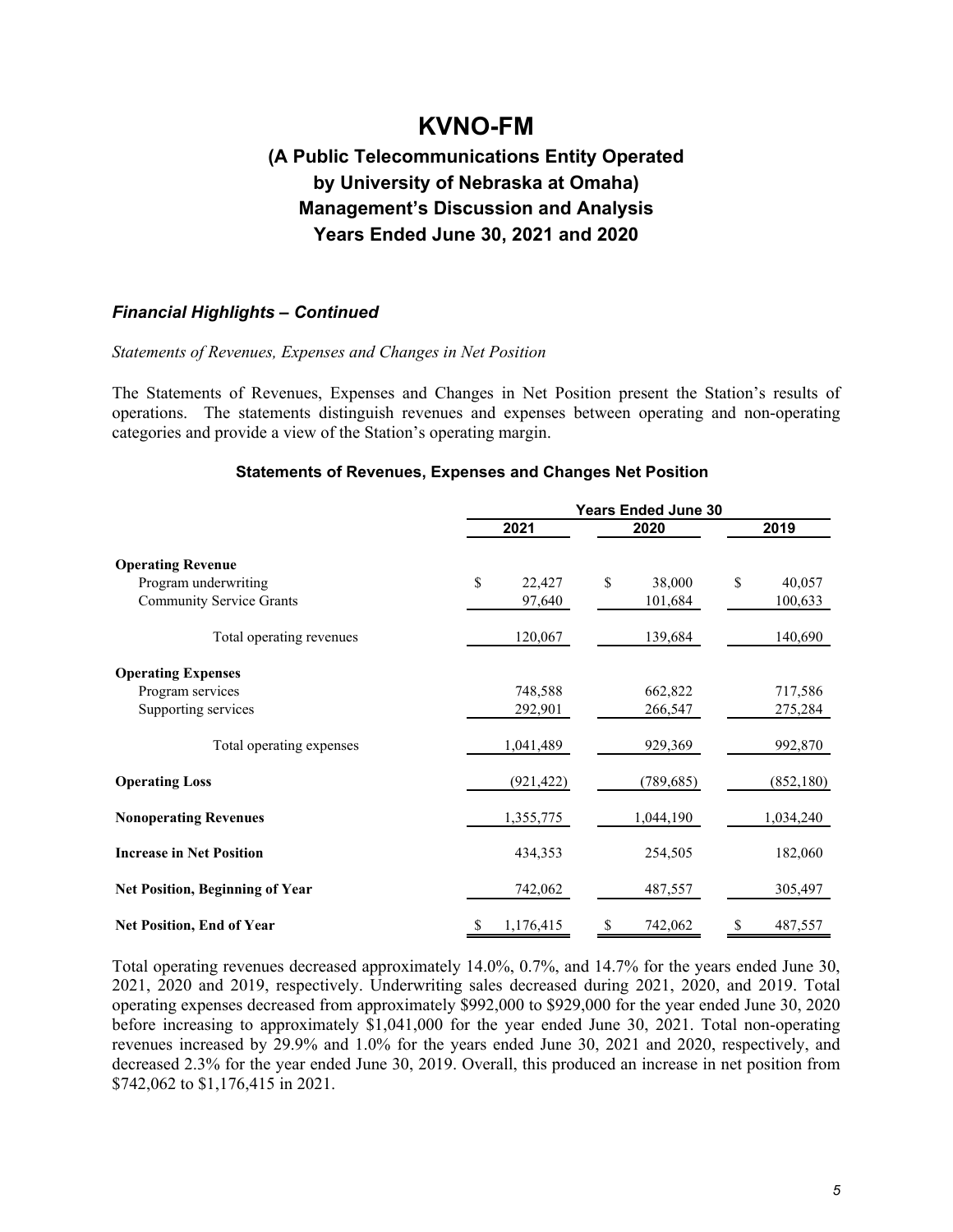# KVNO-FM

## (A Public Telecommunications Entity Operated by University of Nebraska at Omaha) Management's Discussion and Analysis Years Ended June 30, 2021 and 2020

### *Financial Highlights – Continued*

*Statements of Revenues, Expenses and Changes in Net Position*

The Statements of Revenues, Expenses and Changes in Net Position present the Station's results of operations. The statements distinguish revenues and expenses between operating and non-operating categories and provide a view of the Station's operating margin.

**Statements of Revenues, Expenses and Changes Net Position**

| | Years Ended June 30 | | |
|---|---|---|---|
| | 2021 | 2020 | 2019 |
| **Operating Revenue** | | | |
| Program underwriting | $ 22,427 | $ 38,000 | $ 40,057 |
| Community Service Grants | 97,640 | 101,684 | 100,633 |
| Total operating revenues | 120,067 | 139,684 | 140,690 |
| **Operating Expenses** | | | |
| Program services | 748,588 | 662,822 | 717,586 |
| Supporting services | 292,901 | 266,547 | 275,284 |
| Total operating expenses | 1,041,489 | 929,369 | 992,870 |
| **Operating Loss** | (921,422) | (789,685) | (852,180) |
| **Nonoperating Revenues** | 1,355,775 | 1,044,190 | 1,034,240 |
| **Increase in Net Position** | 434,353 | 254,505 | 182,060 |
| **Net Position, Beginning of Year** | 742,062 | 487,557 | 305,497 |
| **Net Position, End of Year** | $ 1,176,415 | $ 742,062 | $ 487,557 |

Total operating revenues decreased approximately 14.0%, 0.7%, and 14.7% for the years ended June 30, 2021, 2020 and 2019, respectively. Underwriting sales decreased during 2021, 2020, and 2019. Total operating expenses decreased from approximately $992,000 to $929,000 for the year ended June 30, 2020 before increasing to approximately $1,041,000 for the year ended June 30, 2021. Total non-operating revenues increased by 29.9% and 1.0% for the years ended June 30, 2021 and 2020, respectively, and decreased 2.3% for the year ended June 30, 2019. Overall, this produced an increase in net position from $742,062 to $1,176,415 in 2021.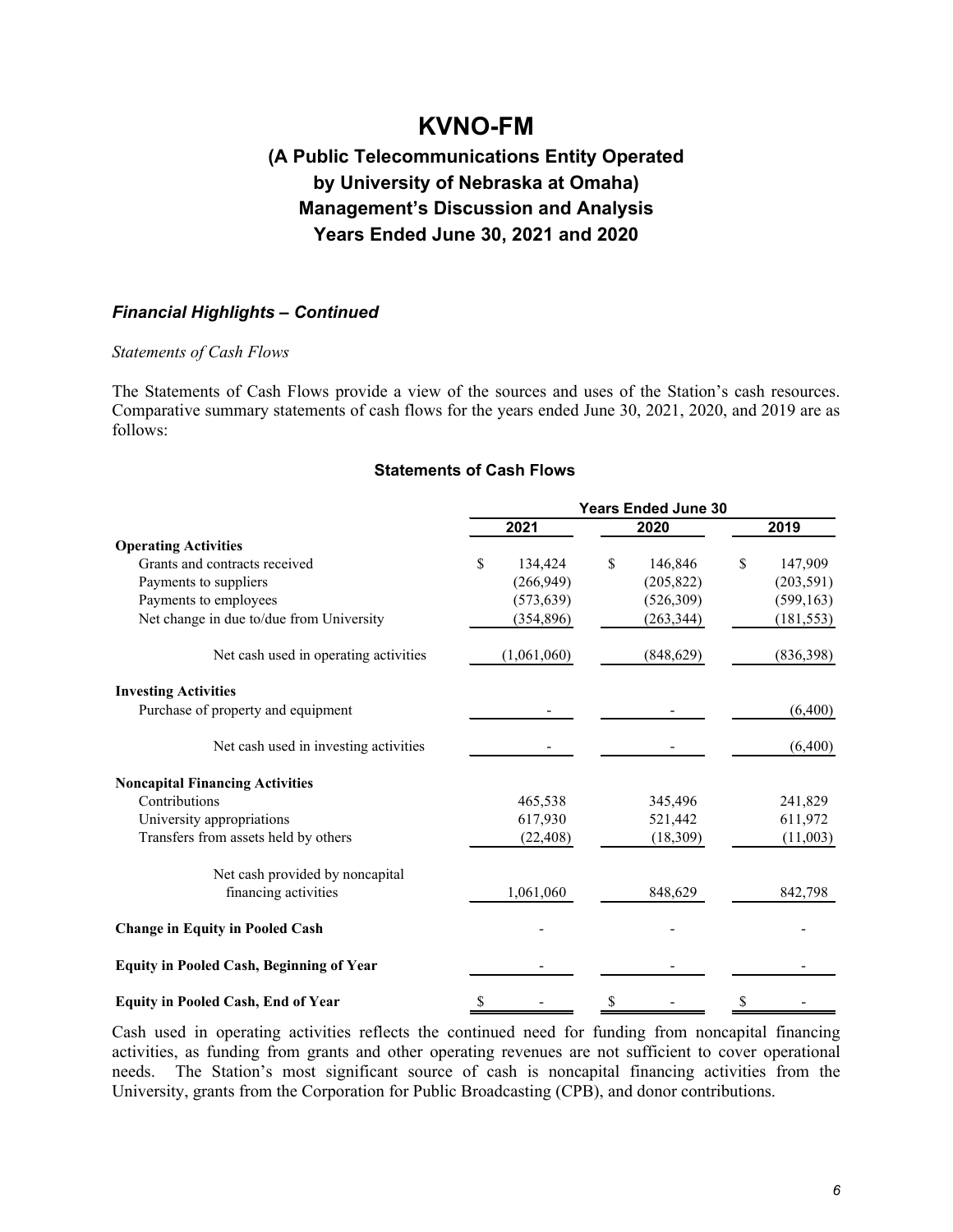# KVNO-FM

## (A Public Telecommunications Entity Operated by University of Nebraska at Omaha) Management's Discussion and Analysis Years Ended June 30, 2021 and 2020

### *Financial Highlights – Continued*

*Statements of Cash Flows*

The Statements of Cash Flows provide a view of the sources and uses of the Station's cash resources. Comparative summary statements of cash flows for the years ended June 30, 2021, 2020, and 2019 are as follows:

**Statements of Cash Flows**

| | Years Ended June 30 | | |
|---|---|---|---|
| | 2021 | 2020 | 2019 |
| **Operating Activities** | | | |
| Grants and contracts received | $ 134,424 | $ 146,846 | $ 147,909 |
| Payments to suppliers | (266,949) | (205,822) | (203,591) |
| Payments to employees | (573,639) | (526,309) | (599,163) |
| Net change in due to/due from University | (354,896) | (263,344) | (181,553) |
| Net cash used in operating activities | (1,061,060) | (848,629) | (836,398) |
| **Investing Activities** | | | |
| Purchase of property and equipment | - | - | (6,400) |
| Net cash used in investing activities | - | - | (6,400) |
| **Noncapital Financing Activities** | | | |
| Contributions | 465,538 | 345,496 | 241,829 |
| University appropriations | 617,930 | 521,442 | 611,972 |
| Transfers from assets held by others | (22,408) | (18,309) | (11,003) |
| Net cash provided by noncapital financing activities | 1,061,060 | 848,629 | 842,798 |
| **Change in Equity in Pooled Cash** | - | - | - |
| **Equity in Pooled Cash, Beginning of Year** | - | - | - |
| **Equity in Pooled Cash, End of Year** | $ - | $ - | $ - |

Cash used in operating activities reflects the continued need for funding from noncapital financing activities, as funding from grants and other operating revenues are not sufficient to cover operational needs. The Station's most significant source of cash is noncapital financing activities from the University, grants from the Corporation for Public Broadcasting (CPB), and donor contributions.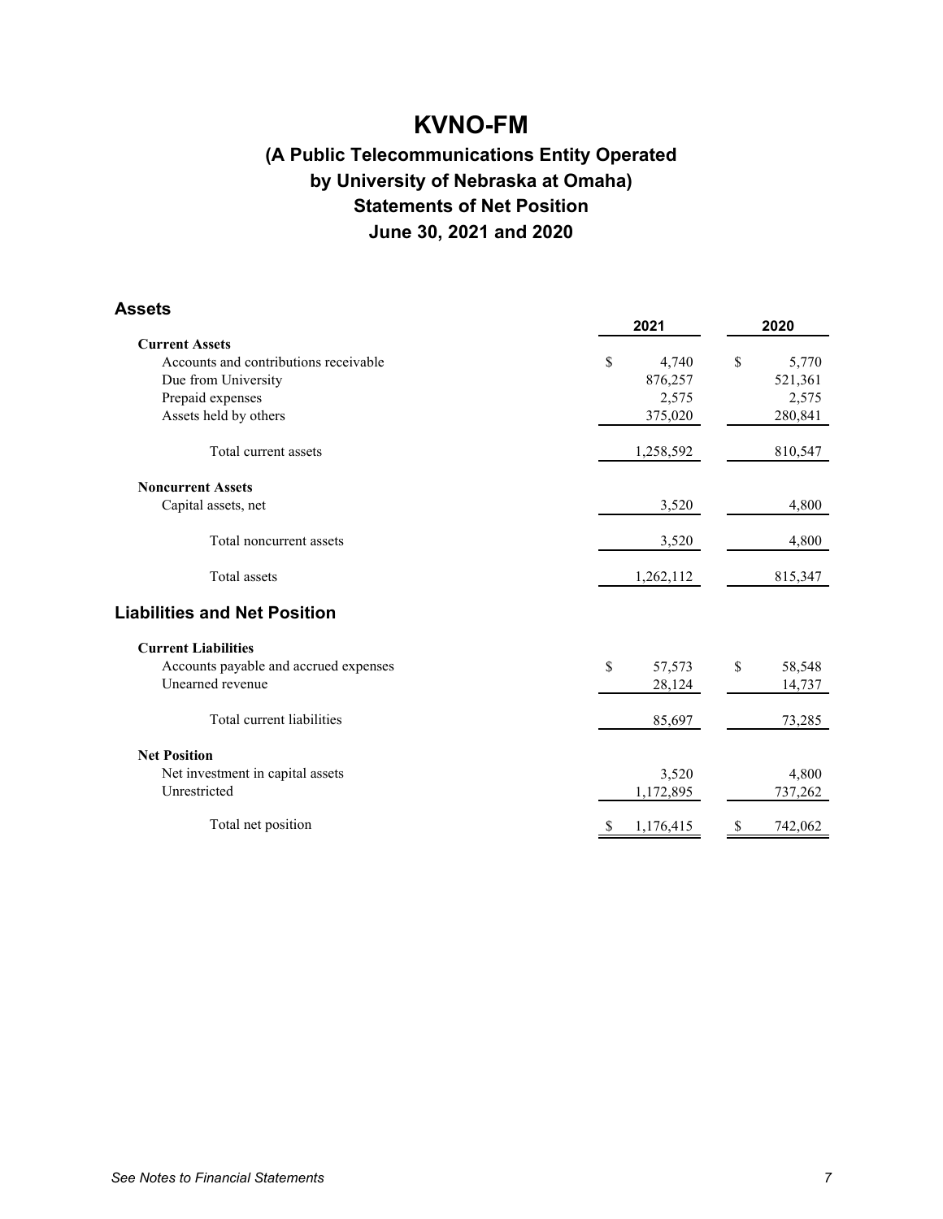# KVNO-FM

## (A Public Telecommunications Entity Operated by University of Nebraska at Omaha)
## Statements of Net Position
## June 30, 2021 and 2020

### Assets

| | 2021 | 2020 |
|---|---|---|
| **Current Assets** | | |
| Accounts and contributions receivable | $ 4,740 | $ 5,770 |
| Due from University | 876,257 | 521,361 |
| Prepaid expenses | 2,575 | 2,575 |
| Assets held by others | 375,020 | 280,841 |
| Total current assets | 1,258,592 | 810,547 |
| **Noncurrent Assets** | | |
| Capital assets, net | 3,520 | 4,800 |
| Total noncurrent assets | 3,520 | 4,800 |
| Total assets | 1,262,112 | 815,347 |

### Liabilities and Net Position

| | 2021 | 2020 |
|---|---|---|
| **Current Liabilities** | | |
| Accounts payable and accrued expenses | $ 57,573 | $ 58,548 |
| Unearned revenue | 28,124 | 14,737 |
| Total current liabilities | 85,697 | 73,285 |
| **Net Position** | | |
| Net investment in capital assets | 3,520 | 4,800 |
| Unrestricted | 1,172,895 | 737,262 |
| Total net position | $ 1,176,415 | $ 742,062 |

*See Notes to Financial Statements*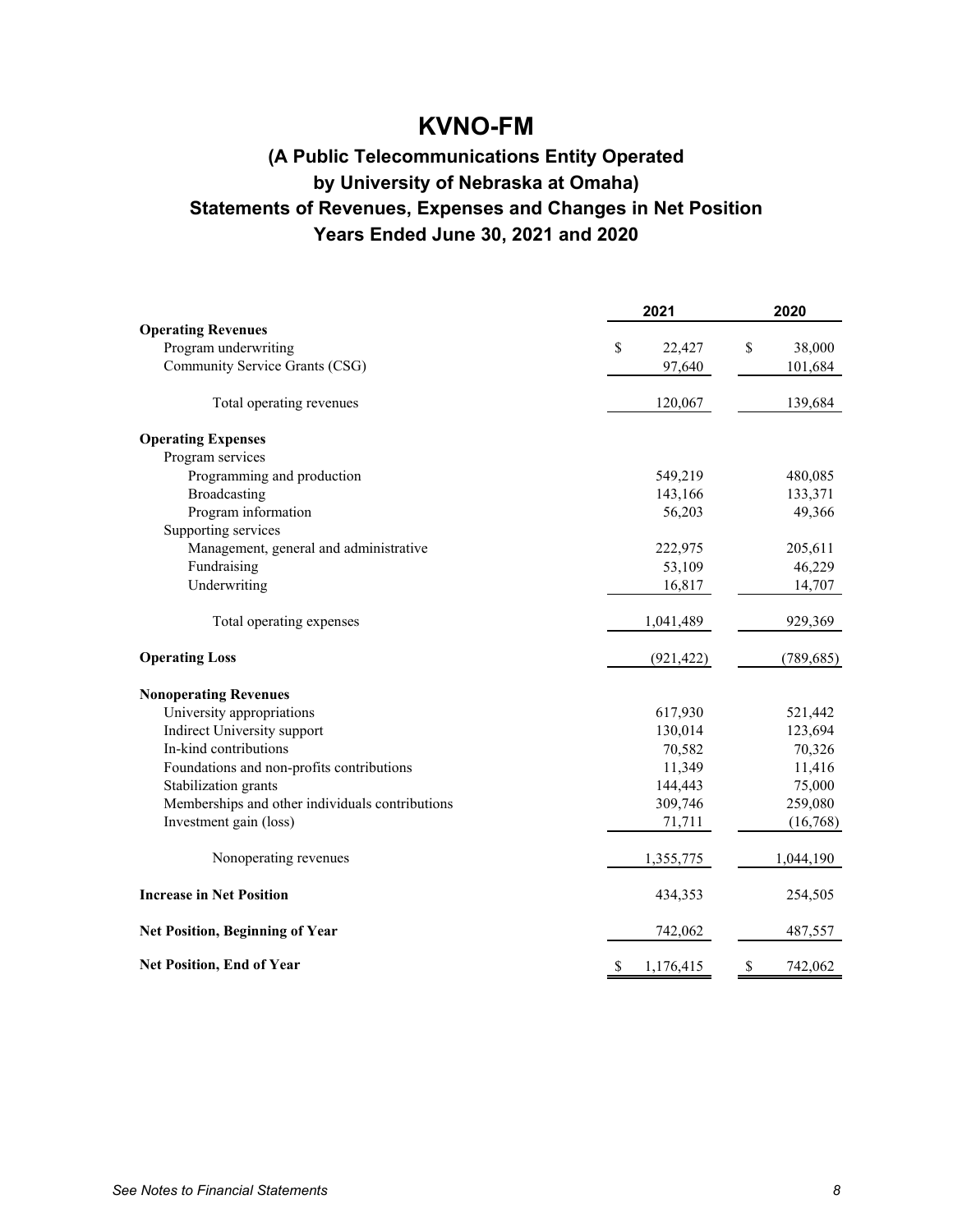# KVNO-FM

## (A Public Telecommunications Entity Operated by University of Nebraska at Omaha)

## Statements of Revenues, Expenses and Changes in Net Position

## Years Ended June 30, 2021 and 2020

| | 2021 | 2020 |
|---|---|---|
| **Operating Revenues** | | |
| Program underwriting | $ 22,427 | $ 38,000 |
| Community Service Grants (CSG) | 97,640 | 101,684 |
| Total operating revenues | 120,067 | 139,684 |
| **Operating Expenses** | | |
| Program services | | |
| Programming and production | 549,219 | 480,085 |
| Broadcasting | 143,166 | 133,371 |
| Program information | 56,203 | 49,366 |
| Supporting services | | |
| Management, general and administrative | 222,975 | 205,611 |
| Fundraising | 53,109 | 46,229 |
| Underwriting | 16,817 | 14,707 |
| Total operating expenses | 1,041,489 | 929,369 |
| **Operating Loss** | (921,422) | (789,685) |
| **Nonoperating Revenues** | | |
| University appropriations | 617,930 | 521,442 |
| Indirect University support | 130,014 | 123,694 |
| In-kind contributions | 70,582 | 70,326 |
| Foundations and non-profits contributions | 11,349 | 11,416 |
| Stabilization grants | 144,443 | 75,000 |
| Memberships and other individuals contributions | 309,746 | 259,080 |
| Investment gain (loss) | 71,711 | (16,768) |
| Nonoperating revenues | 1,355,775 | 1,044,190 |
| **Increase in Net Position** | 434,353 | 254,505 |
| **Net Position, Beginning of Year** | 742,062 | 487,557 |
| **Net Position, End of Year** | $ 1,176,415 | $ 742,062 |

*See Notes to Financial Statements*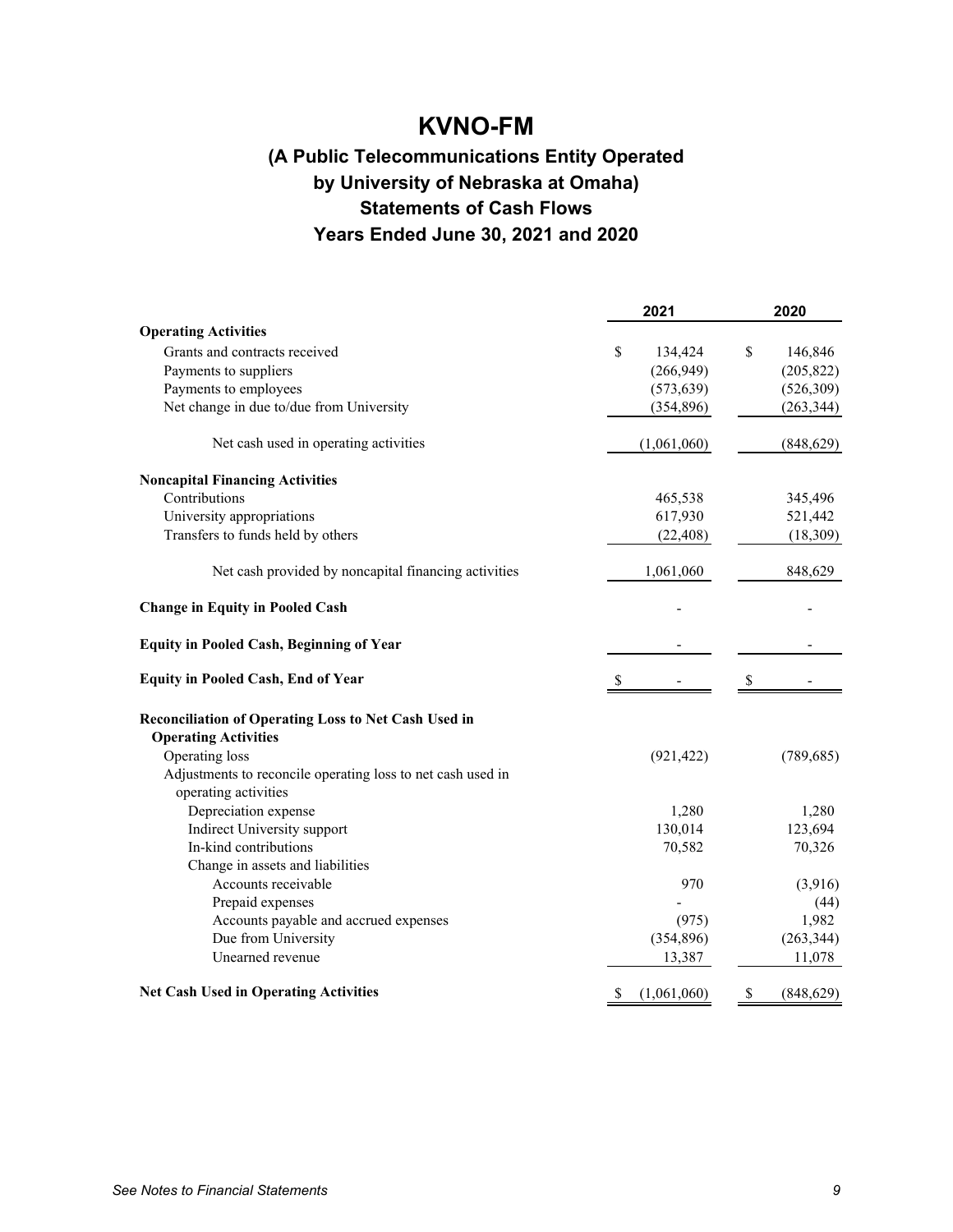# KVNO-FM

## (A Public Telecommunications Entity Operated by University of Nebraska at Omaha) Statements of Cash Flows Years Ended June 30, 2021 and 2020

| | 2021 | 2020 |
|---|---|---|
| **Operating Activities** | | |
| Grants and contracts received | $ 134,424 | $ 146,846 |
| Payments to suppliers | (266,949) | (205,822) |
| Payments to employees | (573,639) | (526,309) |
| Net change in due to/due from University | (354,896) | (263,344) |
| Net cash used in operating activities | (1,061,060) | (848,629) |
| **Noncapital Financing Activities** | | |
| Contributions | 465,538 | 345,496 |
| University appropriations | 617,930 | 521,442 |
| Transfers to funds held by others | (22,408) | (18,309) |
| Net cash provided by noncapital financing activities | 1,061,060 | 848,629 |
| **Change in Equity in Pooled Cash** | - | - |
| **Equity in Pooled Cash, Beginning of Year** | - | - |
| **Equity in Pooled Cash, End of Year** | $ - | $ - |
| **Reconciliation of Operating Loss to Net Cash Used in Operating Activities** | | |
| Operating loss | (921,422) | (789,685) |
| Adjustments to reconcile operating loss to net cash used in operating activities | | |
| Depreciation expense | 1,280 | 1,280 |
| Indirect University support | 130,014 | 123,694 |
| In-kind contributions | 70,582 | 70,326 |
| Change in assets and liabilities | | |
| Accounts receivable | 970 | (3,916) |
| Prepaid expenses | - | (44) |
| Accounts payable and accrued expenses | (975) | 1,982 |
| Due from University | (354,896) | (263,344) |
| Unearned revenue | 13,387 | 11,078 |
| **Net Cash Used in Operating Activities** | $ (1,061,060) | $ (848,629) |

*See Notes to Financial Statements*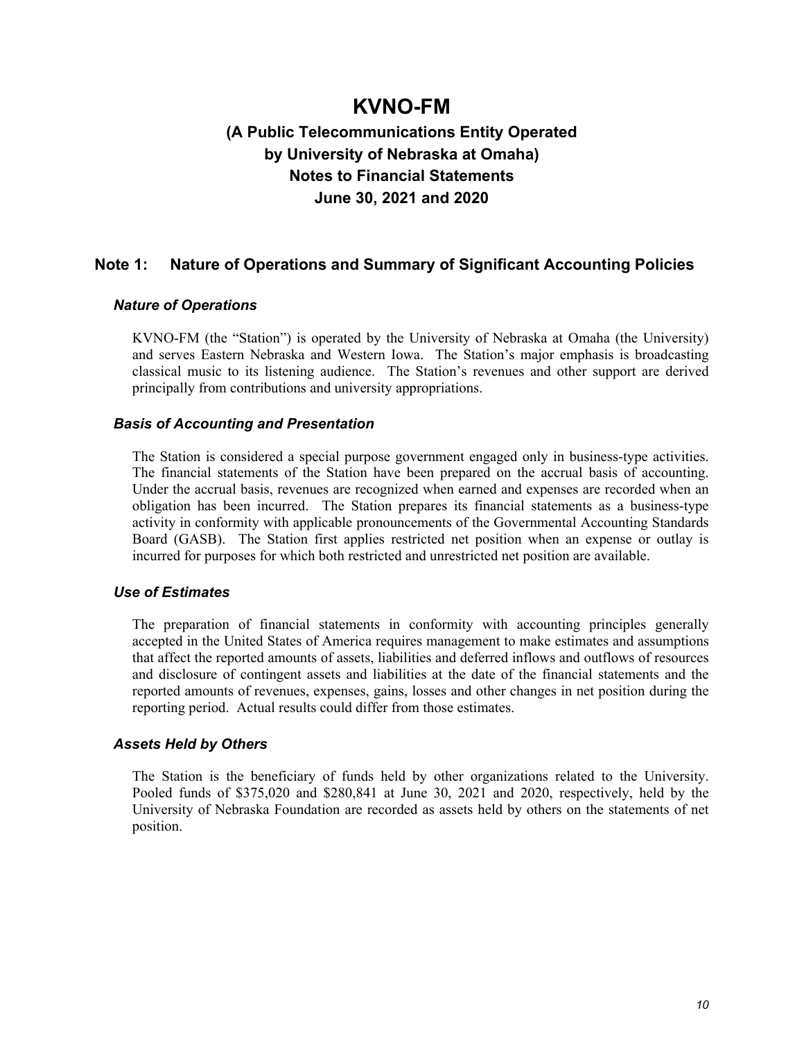# KVNO-FM

## (A Public Telecommunications Entity Operated by University of Nebraska at Omaha)
## Notes to Financial Statements
## June 30, 2021 and 2020

### Note 1: Nature of Operations and Summary of Significant Accounting Policies

#### *Nature of Operations*

KVNO-FM (the "Station") is operated by the University of Nebraska at Omaha (the University) and serves Eastern Nebraska and Western Iowa. The Station's major emphasis is broadcasting classical music to its listening audience. The Station's revenues and other support are derived principally from contributions and university appropriations.

#### *Basis of Accounting and Presentation*

The Station is considered a special purpose government engaged only in business-type activities. The financial statements of the Station have been prepared on the accrual basis of accounting. Under the accrual basis, revenues are recognized when earned and expenses are recorded when an obligation has been incurred. The Station prepares its financial statements as a business-type activity in conformity with applicable pronouncements of the Governmental Accounting Standards Board (GASB). The Station first applies restricted net position when an expense or outlay is incurred for purposes for which both restricted and unrestricted net position are available.

#### *Use of Estimates*

The preparation of financial statements in conformity with accounting principles generally accepted in the United States of America requires management to make estimates and assumptions that affect the reported amounts of assets, liabilities and deferred inflows and outflows of resources and disclosure of contingent assets and liabilities at the date of the financial statements and the reported amounts of revenues, expenses, gains, losses and other changes in net position during the reporting period. Actual results could differ from those estimates.

#### *Assets Held by Others*

The Station is the beneficiary of funds held by other organizations related to the University. Pooled funds of $375,020 and $280,841 at June 30, 2021 and 2020, respectively, held by the University of Nebraska Foundation are recorded as assets held by others on the statements of net position.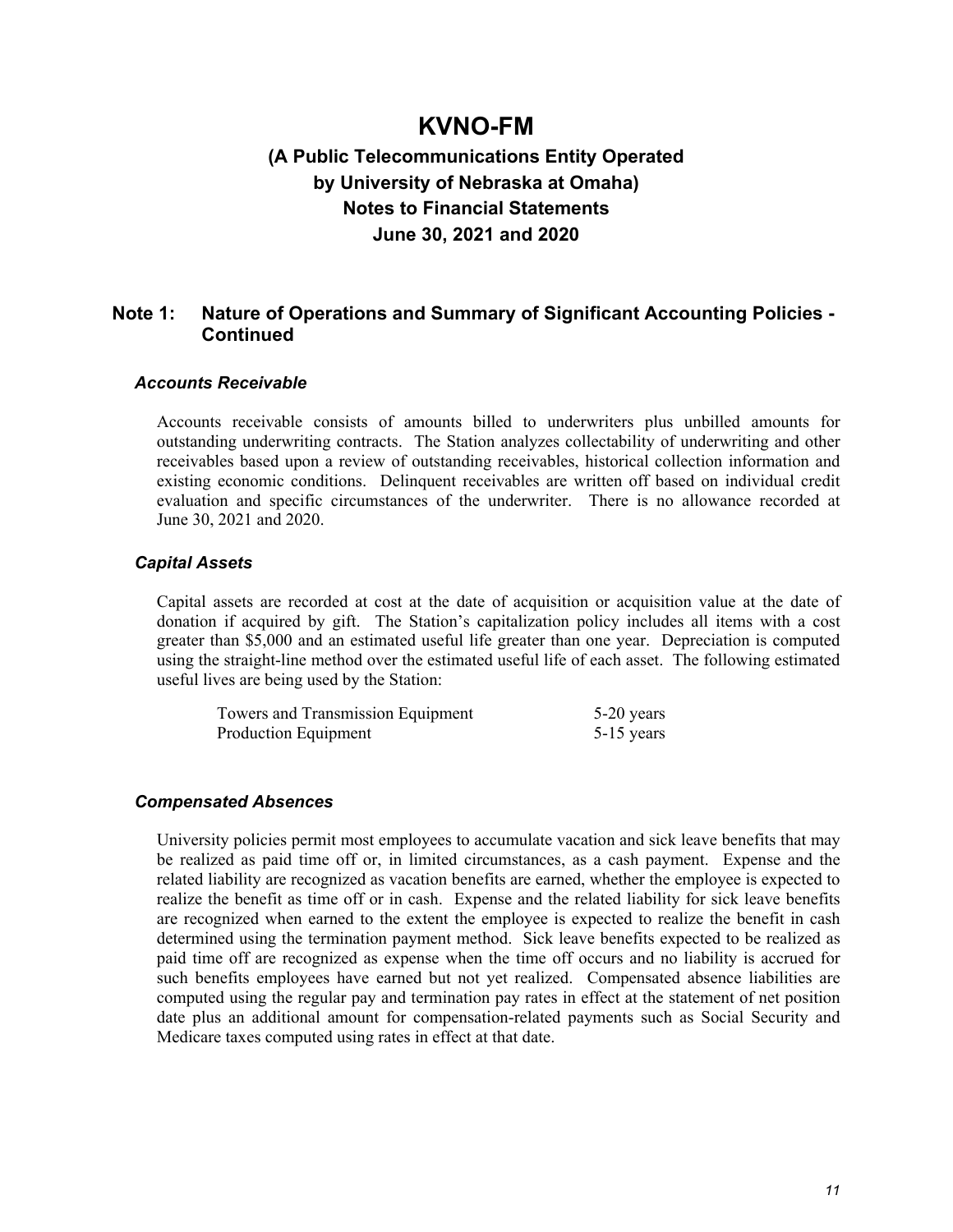# KVNO-FM

## (A Public Telecommunications Entity Operated by University of Nebraska at Omaha)
## Notes to Financial Statements
## June 30, 2021 and 2020

## Note 1: Nature of Operations and Summary of Significant Accounting Policies - Continued

### *Accounts Receivable*

Accounts receivable consists of amounts billed to underwriters plus unbilled amounts for outstanding underwriting contracts. The Station analyzes collectability of underwriting and other receivables based upon a review of outstanding receivables, historical collection information and existing economic conditions. Delinquent receivables are written off based on individual credit evaluation and specific circumstances of the underwriter. There is no allowance recorded at June 30, 2021 and 2020.

### *Capital Assets*

Capital assets are recorded at cost at the date of acquisition or acquisition value at the date of donation if acquired by gift. The Station's capitalization policy includes all items with a cost greater than $5,000 and an estimated useful life greater than one year. Depreciation is computed using the straight-line method over the estimated useful life of each asset. The following estimated useful lives are being used by the Station:

| | |
|---|---|
| Towers and Transmission Equipment | 5-20 years |
| Production Equipment | 5-15 years |

### *Compensated Absences*

University policies permit most employees to accumulate vacation and sick leave benefits that may be realized as paid time off or, in limited circumstances, as a cash payment. Expense and the related liability are recognized as vacation benefits are earned, whether the employee is expected to realize the benefit as time off or in cash. Expense and the related liability for sick leave benefits are recognized when earned to the extent the employee is expected to realize the benefit in cash determined using the termination payment method. Sick leave benefits expected to be realized as paid time off are recognized as expense when the time off occurs and no liability is accrued for such benefits employees have earned but not yet realized. Compensated absence liabilities are computed using the regular pay and termination pay rates in effect at the statement of net position date plus an additional amount for compensation-related payments such as Social Security and Medicare taxes computed using rates in effect at that date.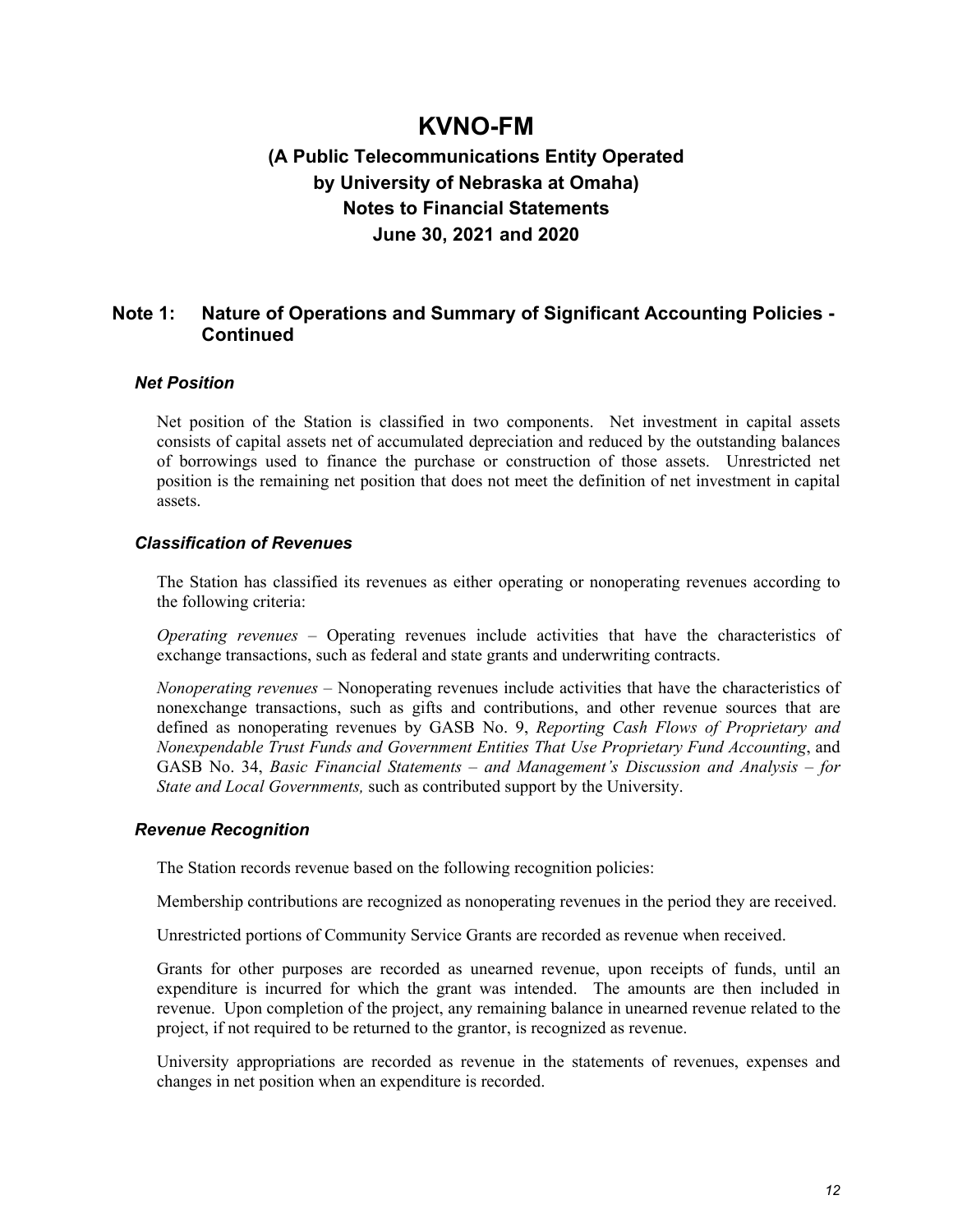# KVNO-FM

## (A Public Telecommunications Entity Operated by University of Nebraska at Omaha) Notes to Financial Statements June 30, 2021 and 2020

## Note 1: Nature of Operations and Summary of Significant Accounting Policies - Continued

### *Net Position*

Net position of the Station is classified in two components. Net investment in capital assets consists of capital assets net of accumulated depreciation and reduced by the outstanding balances of borrowings used to finance the purchase or construction of those assets. Unrestricted net position is the remaining net position that does not meet the definition of net investment in capital assets.

### *Classification of Revenues*

The Station has classified its revenues as either operating or nonoperating revenues according to the following criteria:

*Operating revenues* – Operating revenues include activities that have the characteristics of exchange transactions, such as federal and state grants and underwriting contracts.

*Nonoperating revenues* – Nonoperating revenues include activities that have the characteristics of nonexchange transactions, such as gifts and contributions, and other revenue sources that are defined as nonoperating revenues by GASB No. 9, *Reporting Cash Flows of Proprietary and Nonexpendable Trust Funds and Government Entities That Use Proprietary Fund Accounting*, and GASB No. 34, *Basic Financial Statements – and Management's Discussion and Analysis – for State and Local Governments,* such as contributed support by the University.

### *Revenue Recognition*

The Station records revenue based on the following recognition policies:

Membership contributions are recognized as nonoperating revenues in the period they are received.

Unrestricted portions of Community Service Grants are recorded as revenue when received.

Grants for other purposes are recorded as unearned revenue, upon receipts of funds, until an expenditure is incurred for which the grant was intended. The amounts are then included in revenue. Upon completion of the project, any remaining balance in unearned revenue related to the project, if not required to be returned to the grantor, is recognized as revenue.

University appropriations are recorded as revenue in the statements of revenues, expenses and changes in net position when an expenditure is recorded.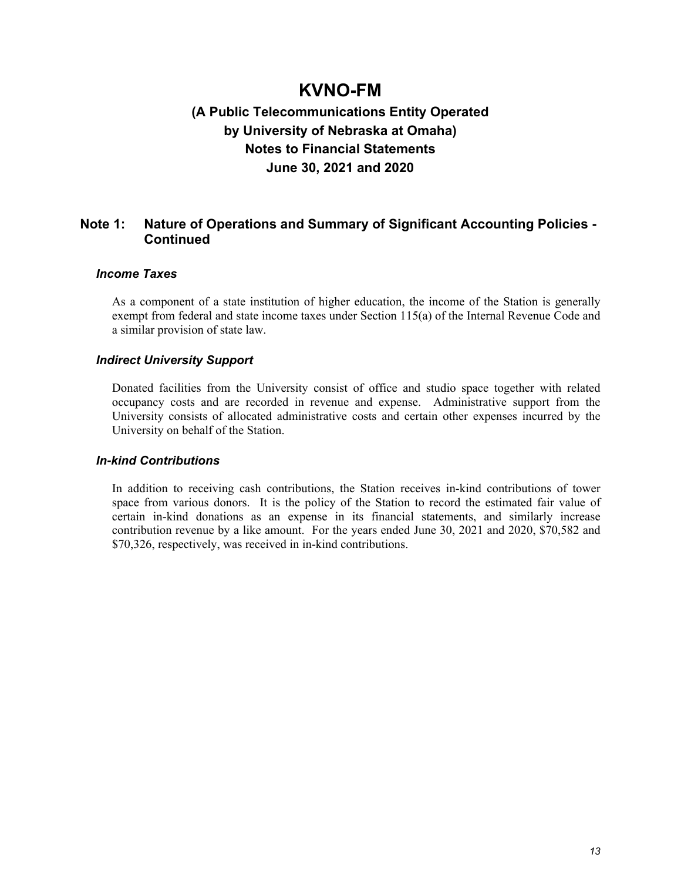# KVNO-FM

## (A Public Telecommunications Entity Operated by University of Nebraska at Omaha) Notes to Financial Statements June 30, 2021 and 2020

### Note 1: Nature of Operations and Summary of Significant Accounting Policies - Continued

#### *Income Taxes*

As a component of a state institution of higher education, the income of the Station is generally exempt from federal and state income taxes under Section 115(a) of the Internal Revenue Code and a similar provision of state law.

#### *Indirect University Support*

Donated facilities from the University consist of office and studio space together with related occupancy costs and are recorded in revenue and expense. Administrative support from the University consists of allocated administrative costs and certain other expenses incurred by the University on behalf of the Station.

#### *In-kind Contributions*

In addition to receiving cash contributions, the Station receives in-kind contributions of tower space from various donors. It is the policy of the Station to record the estimated fair value of certain in-kind donations as an expense in its financial statements, and similarly increase contribution revenue by a like amount. For the years ended June 30, 2021 and 2020, $70,582 and $70,326, respectively, was received in in-kind contributions.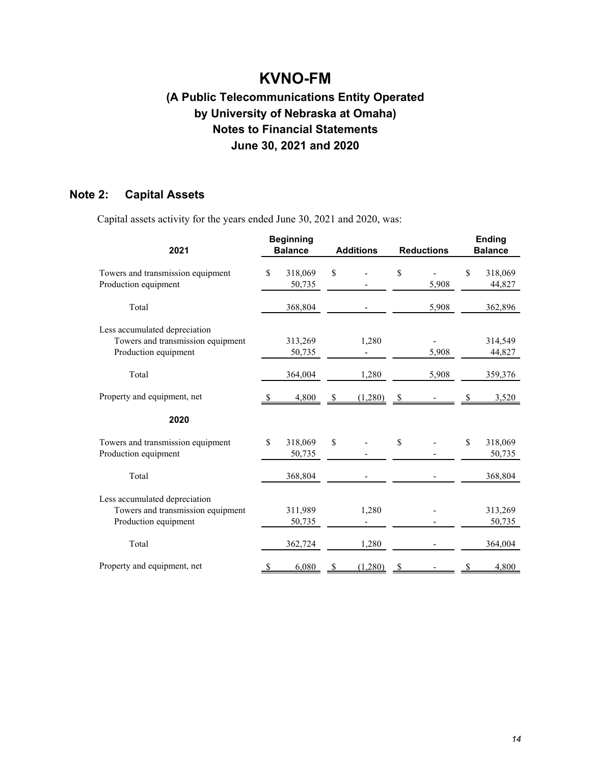# KVNO-FM

## (A Public Telecommunications Entity Operated by University of Nebraska at Omaha) Notes to Financial Statements June 30, 2021 and 2020

## Note 2: Capital Assets

Capital assets activity for the years ended June 30, 2021 and 2020, was:

| 2021 | Beginning Balance | Additions | Reductions | Ending Balance |
|---|---|---|---|---|
| Towers and transmission equipment | $ 318,069 | $ - | $ - | $ 318,069 |
| Production equipment | 50,735 | - | 5,908 | 44,827 |
| Total | 368,804 | - | 5,908 | 362,896 |
| Less accumulated depreciation | | | | |
| Towers and transmission equipment | 313,269 | 1,280 | - | 314,549 |
| Production equipment | 50,735 | - | 5,908 | 44,827 |
| Total | 364,004 | 1,280 | 5,908 | 359,376 |
| Property and equipment, net | $ 4,800 | $ (1,280) | $ - | $ 3,520 |
| **2020** | | | | |
| Towers and transmission equipment | $ 318,069 | $ - | $ - | $ 318,069 |
| Production equipment | 50,735 | - | - | 50,735 |
| Total | 368,804 | - | - | 368,804 |
| Less accumulated depreciation | | | | |
| Towers and transmission equipment | 311,989 | 1,280 | - | 313,269 |
| Production equipment | 50,735 | - | - | 50,735 |
| Total | 362,724 | 1,280 | - | 364,004 |
| Property and equipment, net | $ 6,080 | $ (1,280) | $ - | $ 4,800 |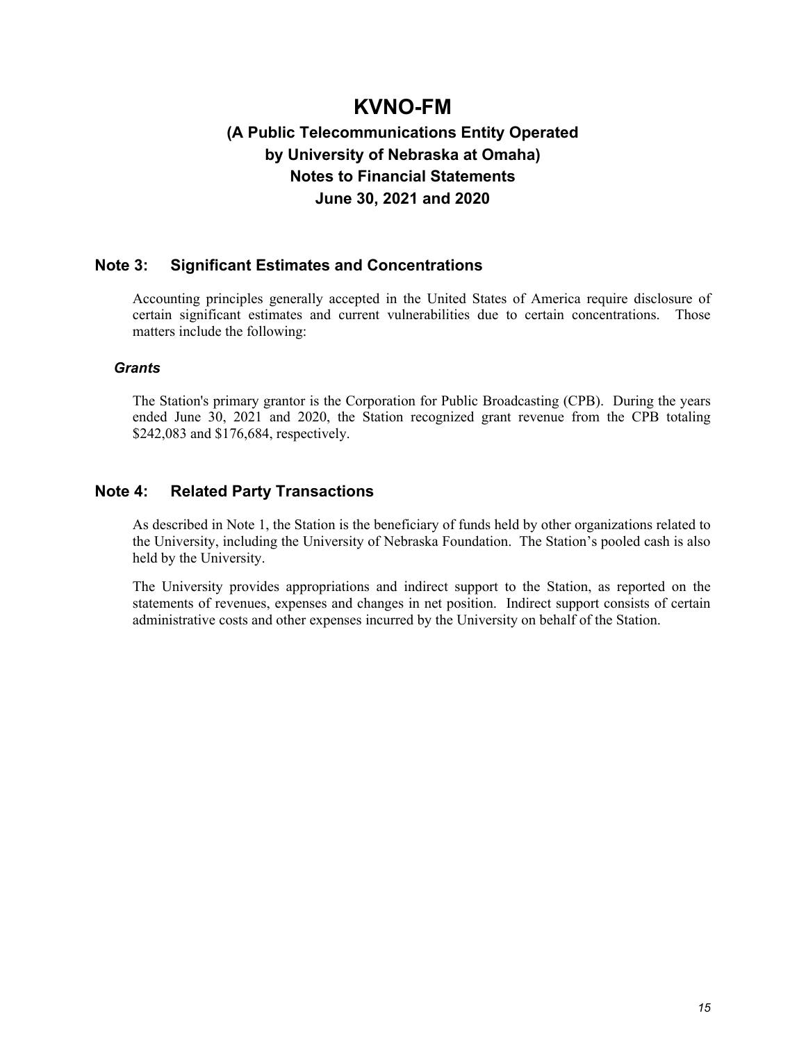# KVNO-FM

## (A Public Telecommunications Entity Operated by University of Nebraska at Omaha) Notes to Financial Statements June 30, 2021 and 2020

## Note 3: Significant Estimates and Concentrations

Accounting principles generally accepted in the United States of America require disclosure of certain significant estimates and current vulnerabilities due to certain concentrations. Those matters include the following:

### *Grants*

The Station's primary grantor is the Corporation for Public Broadcasting (CPB). During the years ended June 30, 2021 and 2020, the Station recognized grant revenue from the CPB totaling $242,083 and $176,684, respectively.

## Note 4: Related Party Transactions

As described in Note 1, the Station is the beneficiary of funds held by other organizations related to the University, including the University of Nebraska Foundation. The Station's pooled cash is also held by the University.

The University provides appropriations and indirect support to the Station, as reported on the statements of revenues, expenses and changes in net position. Indirect support consists of certain administrative costs and other expenses incurred by the University on behalf of the Station.